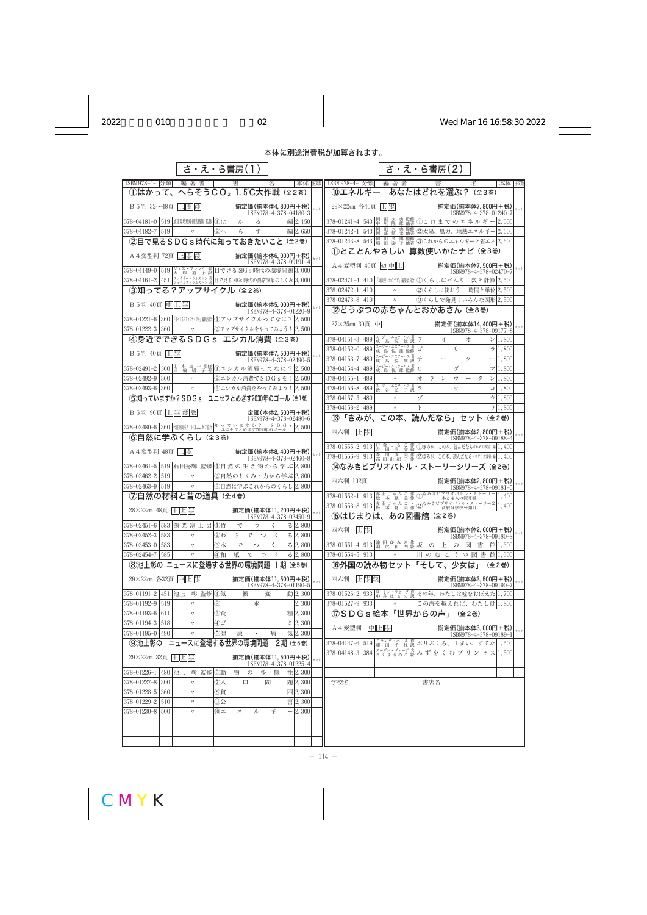本体に別途消費税が加算されます。

## さ・え・ら書房(1)

| ISBN 978-4- | 分類 | 編著者 | 書名 | 本体 | 注文 |
|---|---|---|---|---|---|
| **①はかって、へらそうCO₂ 1.5℃大作戦（全2巻）** | | | | | |
| B5判 32〜48頁 上中高 | | | 揃定価(揃本体4,800円+税) ISBN978-4-378-04180-3 | | セット |
| 378-04181-0 | 519 | 地球環境戦略研究機関 監修 | ①は　か　る　編 | 2,150 | |
| 378-04182-7 | 519 | 〃 | ②へ　ら　す　編 | 2,650 | |
| **②目で見るSDGs時代に知っておきたいこと（全2巻）** | | | | | |
| A4変型判 72頁 上中高 | | | 揃定価(揃本体6,000円+税) ISBN978-4-378-09191-4 | | セット |
| 378-04149-0 | 519 | ジェス・フレンチ 著 大塚道子 訳 | 目で見るSDGs時代の環境問題 | 3,000 | |
| 378-04161-2 | 451 | ブレイザー・ウエストン 著 / ジョンティ・ウエストン 著 | 目で見るSDGs時代の異常気象のしくみ | 3,000 | |
| **③知ってる？アップサイクル（全2巻）** | | | | | |
| B5判 40頁 中上学 | | | 揃定価(揃本体5,000円+税) ISBN978-4-378-01220-9 | | セット |
| 378-01221-6 | 360 | 「知ってる?アップサイクル」編集委員会 | ①アップサイクルってなに？ | 2,500 | |
| 378-01222-3 | 360 | 〃 | ②アップサイクルをやってみよう！ | 2,500 | |
| **④身近でできるSDGs エシカル消費（全3巻）** | | | | | |
| B5判 40頁 上中 | | | 揃定価(揃本体7,500円+税) ISBN978-4-378-02490-5 | | セット |
| 378-02491-2 | 360 | 山本良一 監修 / 三輪昭子 著 | ①エシカル消費ってなに？ | 2,500 | |
| 378-02492-9 | 360 | 〃 | ②エシカル消費でSDGsを！ | 2,500 | |
| 378-02493-6 | 360 | 〃 | ③エシカル消費をやってみよう！ | 2,500 | |
| **⑤知っていますか？SDGs ユニセフとめざす2030年のゴール（全1巻）** | | | | | |
| B5判 96頁 上中高教 | | | 定価(本体2,500円+税) ISBN978-4-378-02480-6 | | セット |
| 378-02480-6 | 360 | 公益財団法人 日本ユニセフ協会 | 知っていますか？SDGs ユニセフとめざす2030年のゴール | 2,500 | |
| **⑥自然に学ぶくらし（全3巻）** | | | | | |
| A4変型判 48頁 上中 | | | 揃定価(揃本体8,400円+税) ISBN978-4-378-02460-8 | | セット |
| 378-02461-5 | 519 | 石田秀輝 監修 | ①自然の生き物から学ぶ | 2,800 | |
| 378-02462-2 | 519 | 〃 | ②自然のしくみ・力から学ぶ | 2,800 | |
| 378-02463-9 | 519 | 〃 | ③自然に学ぶこれからのくらし | 2,800 | |
| **⑦自然の材料と昔の道具（全4巻）** | | | | | |
| 28×22cm 48頁 中上学 | | | 揃定価(揃本体11,200円+税) ISBN978-4-378-02450-9 | | セット |
| 378-02451-6 | 583 | 深光富士男 | ①竹　で　つ　く　る | 2,800 | |
| 378-02452-3 | 583 | 〃 | ②わ　ら　で　つ　く　る | 2,800 | |
| 378-02453-0 | 583 | 〃 | ③木　で　つ　く　る | 2,800 | |
| 378-02454-7 | 585 | 〃 | ④和　紙　で　つ　く　る | 2,800 | |
| **⑧池上彰の ニュースに登場する世界の環境問題 1期（全5巻）** | | | | | |
| 29×22cm 各32頁 中上学 | | | 揃定価(揃本体11,500円+税) ISBN978-4-378-01190-5 | | セット |
| 378-01191-2 | 451 | 池上彰 監修 | ①気　候　変　動 | 2,300 | |
| 378-01192-9 | 519 | 〃 | ②　水 | 2,300 | |
| 378-01193-6 | 611 | 〃 | ③食　糧 | 2,300 | |
| 378-01194-3 | 518 | 〃 | ④ゴ　ミ | 2,300 | |
| 378-01195-0 | 490 | 〃 | ⑤健　康・病　気 | 2,300 | |
| **⑨池上彰の ニュースに登場する世界の環境問題 2期（全5巻）** | | | | | |
| 29×22cm 32頁 中上学 | | | 揃定価(揃本体11,500円+税) ISBN978-4-378-01225-4 | | セット |
| 378-01226-1 | 480 | 池上彰 監修 | ⑥動　物　の　多　様　性 | 2,300 | |
| 378-01227-8 | 300 | 〃 | ⑦人　口　問　題 | 2,300 | |
| 378-01228-5 | 360 | 〃 | ⑧貧　困 | 2,300 | |
| 378-01229-2 | 510 | 〃 | ⑨公　害 | 2,300 | |
| 378-01230-8 | 500 | 〃 | ⑩エ　ネ　ル　ギ　ー | 2,300 | |

## さ・え・ら書房(2)

| ISBN 978-4- | 分類 | 編著者 | 書名 | 本体 | 注文 |
|---|---|---|---|---|---|
| **⑩エネルギー あなたはどれを選ぶ？（全3巻）** | | | | | |
| 29×22cm 各40頁 上中 | | | 揃定価(揃本体7,800円+税) ISBN978-4-378-01240-7 | | セット |
| 378-01241-4 | 543 | 岡田久典 監修 / 中原健 著 | ①これまでのエネルギー | 2,600 | |
| 378-01242-1 | 543 | 岡田久典 監修 / 阿部修 著 | ②太陽、風力、地熱エネルギー | 2,600 | |
| 378-01243-8 | 543 | 岡田久典 監修 / 嶋田奈子 著 | ③これからのエネルギーと省エネ | 2,600 | |
| **⑪とことんやさしい 算数使いかたナビ（全3巻）** | | | | | |
| A4変型判 40頁 初中上 | | | 揃定価(揃本体7,500円+税) ISBN978-4-378-02470-7 | | セット |
| 378-02471-4 | 410 | 「算数使いかたナビ」編集委員会 | ①くらしにべんり！数と計算 | 2,500 | |
| 378-02472-1 | 410 | 〃 | ②くらしに使おう！時間と単位 | 2,500 | |
| 378-02473-8 | 410 | 〃 | ③くらしで発見！いろんな図形 | 2,500 | |
| **⑫どうぶつの赤ちゃんとおかあさん（全8巻）** | | | | | |
| 27×25cm 30頁 中 | | | 揃定価(揃本体14,400円+税) ISBN978-4-378-09177-8 | | セット |
| 378-04151-3 | 489 | スージー・エスターハス 著 / 成島悦雄 監修 | ラ　イ　オ　ン | 1,800 | |
| 378-04152-0 | 489 | スージー・エスターハス 著 / 成島悦雄 監修 | ゴ　リ　ラ | 1,800 | |
| 378-04153-7 | 489 | スージー・エスターハス 著 / 成島悦雄 監修 | チ　ー　タ　ー | 1,800 | |
| 378-04154-4 | 489 | スージー・エスターハス 著 / 成島悦雄 監修 | ヒ　グ　マ | 1,800 | |
| 378-04155-1 | 489 | 〃 | オ　ラ　ン　ウ　ー　タ　ン | 1,800 | |
| 378-04156-8 | 489 | スージー・エスターハス 著 / 赤谷弘子 訳 | ラ　ッ　コ | 1,800 | |
| 378-04157-5 | 489 | 〃 | ゾ　ウ | 1,800 | |
| 378-04158-2 | 489 | 〃 | ト　ラ | 1,800 | |
| **⑬「きみが、この本、読んだなら」セット（全2巻）** | | | | | |
| 四六判 上中 | | | 揃定価(揃本体2,800円+税) ISBN978-4-378-09188-4 | | セット |
| 378-01555-2 | 913 | 戸森しるこ 作 / 吉田尚令 絵 | ①きみが、この本、読んだなら ざわめく教室 編 | 1,400 | |
| 378-01556-9 | 913 | 森川成美 作 / 高田由紀子 作 | ②きみが、この本、読んだなら とまどう放課後 編 | 1,400 | |
| **⑭なみきビブリオバトル・ストーリーシリーズ（全2巻）** | | | | | |
| 四六判 192頁 | | | 揃定価(揃本体2,800円+税) ISBN978-4-378-09181-5 | | セット |
| 378-01552-1 | 913 | 赤羽じゅんこ 作 / 松本聰美 作 | ①なみきビブリオバトル・ストーリー 本と4人の深呼吸 | 1,400 | |
| 378-01553-8 | 913 | 赤羽じゅんこ 作 / 松本聰美 作 | ②なみきビブリオバトル・ストーリー2 決戦は学校公開日 | 1,400 | |
| **⑮はじまりは、あの図書館（全2巻）** | | | | | |
| 四六判 上中 | | | 揃定価(揃本体2,600円+税) ISBN978-4-378-09180-8 | | セット |
| 378-01551-4 | 913 | 濱田ゆみる 作 / 羽尻利門 絵 | 坂の上の図書館 | 1,300 | |
| 378-01554-5 | 913 | 〃 | 川のむこうの図書館 | 1,300 | |
| **⑯外国の読み物セット「そして、少女は」（全2巻）** | | | | | |
| 四六判 上中高 | | | 揃定価(揃本体3,500円+税) ISBN978-4-378-09190-7 | | セット |
| 378-01526-2 | 933 | ローレン・ウォーク 作 / 中井はるの 訳 | その年、わたしは嘘をおぼえた | 1,700 | |
| 378-01527-9 | 933 | 〃 | この海を越えれば、わたしは | 1,800 | |
| **⑰SDGs絵本「世界からの声」（全2巻）** | | | | | |
| A4変型判 中上学 | | | 揃定価(揃本体3,000円+税) ISBN978-4-378-09189-1 | | セット |
| 378-04147-6 | 519 | ミランダ・ポール 作 / 藤田千枝 訳 | ポリぶくろ、1まい、すてた | 1,500 | |
| 378-04148-3 | 384 | スーザン・ヴァーデ 文 / さくまゆみこ 訳 | みずをくむプリンセス | 1,500 | |

学校名

書店名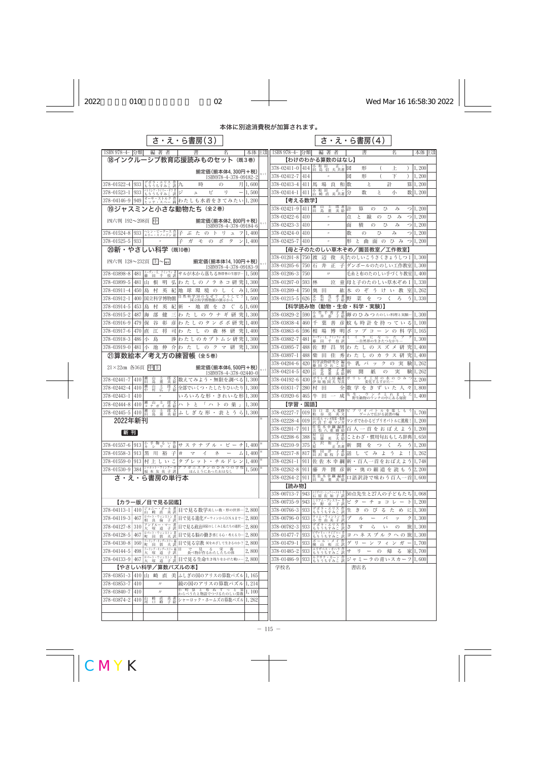本体に別途消費税が加算されます。

## さ・え・ら書房(3)

| ISBN 978-4- | 分類 | 編著者 | 書名 | 本体 | 注文 |
|---|---|---|---|---|---|
| **⑱インクルーシブ教育応援読みものセット (既3巻)** | | | | | |
| | | | 揃定価(揃本体4,300円+税) ISBN978-4-378-09182-2 | | セット |
| 378-01522-4 | 933 | デボラ・エリス 作 もりうちすみこ 訳 | 九時の月 | 1,600 | |
| 378-01523-1 | 933 | パトリシア・マクラクラン 作 もりうちすみこ 訳 | ジュビリー | 1,500 | |
| 378-04146-9 | 949 | オーサ・ストルク 作 ヒッテ・スペー 絵 | わたしも水着をきてみたい | 1,200 | |
| **⑲ジャスミンと小さな動物たち (全2巻)** | | | | | |
| 四六判 192〜208頁 中 | | | 揃定価(揃本体2,800円+税) ISBN978-4-378-09184-6 | | セット |
| 378-01524-8 | 933 | ヘレン・ピータース 作 エリー・スノードン 絵 | 子ぶたのトリュフ | 1,400 | |
| 378-01525-5 | 933 | | 子ガモのボタン | 1,400 | |
| **⑳新・やさしい科学 (既10巻)** | | | | | |
| 四六判 128〜232頁 上〜一般 | | | 揃定価(揃本体14,100円+税) ISBN978-4-378-09183-9 | | セット |
| 378-03898-8 | 481 | ユーディト・イルチフター 著 藤田千枝 訳 | サルが木から落ちる熱帯林の生態学 | 1,500 | |
| 378-03899-5 | 481 | 山根明弘 | わたしのノラネコ研究 | 1,300 | |
| 378-03911-4 | 450 | 島村英紀 | 地球環境のしくみ | 1,500 | |
| 378-03912-1 | 400 | 国立科学博物館 | 自然科学のなぜ?どうして?国立科学博物館の展示から | 1,500 | |
| 378-03914-5 | 453 | 島村英紀 | 新・地震をさぐる | 1,600 | |
| 378-03915-2 | 487 | 海部健三 | わたしのウナギ研究 | 1,300 | |
| 378-03916-9 | 479 | 保谷彰彦 | わたしのタンポポ研究 | 1,400 | |
| 378-03917-6 | 470 | 直江将司 | わたしの森林研究 | 1,400 | |
| 378-03918-3 | 486 | 小島渉 | わたしのカブトムシ研究 | 1,300 | |
| 378-03919-0 | 481 | 小池伸介 | わたしのクマ研究 | 1,300 | |
| **㉑算数絵本/考え方の練習帳 (全5巻)** | | | | | |
| 21×22cm 各36頁 中上 | | | 揃定価(揃本体6,500円+税) ISBN978-4-378-02440-0 | | セット |
| 378-02441-7 | 410 | 瀬山士郎 文 田島薫美 絵 | 数えてみよう・無限を調べる | 1,300 | |
| 378-02442-4 | 410 | 瀬山士郎 文 中村広子 絵 | 全部でいくつ・たしたりひいたり | 1,300 | |
| 378-02443-1 | 410 | 〃 | いろいろな形・きれいな形 | 1,300 | |
| 378-02444-8 | 410 | 瀬山士郎 文 コナガイ香 絵 | ハトと「ハトの巣」 | 1,300 | |
| 378-02445-5 | 410 | 瀬山士郎 文 田島薫美 絵 | ふしぎな形・表とうら | 1,300 | |
| **2022年新刊** | | | | | |
| **新刊** | | | | | |
| 378-01557-6 | 913 | 小手鞠るい 作 カシワイ 絵 | サステナブル・ビーチ | 1,400 | ※ |
| 378-01558-3 | 913 | 黒川裕子 作 | #マイネーム | 1,400 | ※ |
| 378-01559-0 | 913 | 村上しいこ 作 | タブレット・チルドレン | 1,400 | ※ |
| 378-01530-9 | 384 | ジャネット・ウィンター 作 福本友美子 訳 | アフガニスタンのひみつの学校 ほんとうにあったおはなし | 1,500 | ※ |

## さ・え・ら書房の単行本

| ISBN 978-4- | 分類 | 編著者 | 書名 | 本体 | 注文 |
|---|---|---|---|---|---|
| **【カラー版/目で見る図鑑】** | | | | | |
| 378-04113-1 | 410 | ジョニー・ボール 著 山崎直美 訳 | 目で見る数学 美しい数・形の世界 | 2,800 | |
| 378-04119-3 | 467 | ロバート・ウィンストン 著 相良倫子 訳 | 目で見る進化 ダーウィンからDNAまで | 2,800 | |
| 378-04127-8 | 310 | アンドルー・マー 著 大塚道子 訳 | 目で見る政治 国家のしくみと私たちの選択 | 2,800 | |
| 378-04128-5 | 467 | ロバート・ウィンストン 著 町田敦夫 訳 | 目で見る脳の働き 感じる心・考える力 | 2,800 | |
| 378-04130-8 | 160 | ドーリング・キンダースリー 編 町田敦夫 訳 | 目で見る宗教 何をめざして生きるのか? | 2,800 | |
| 378-04144-5 | 498 | ドーリング・キンダースリー 編 大塚道子 訳 | 目で見る栄養 食べ物が作るわたしたちの体 | 2,800 | |
| 378-04133-9 | 467 | ロバート・ウィンストン 著 大塚道子 訳 | 目で見る生命 生き残りをかけた戦い | 2,800 | |
| **【やさしい科学/算数パズルの本】** | | | | | |
| 378-03851-3 | 410 | 山崎直美 | ふしぎの国のアリスの算数パズル | 1,165 | |
| 378-03853-7 | 410 | 〃 | 鏡の国のアリスの算数パズル | 1,214 | |
| 378-03840-7 | 410 | 〃 | 不思議と算数するる話 わらべうたと物語でつづるたのしい算数 | 1,100 | |
| 378-03874-2 | 410 | 山崎直美 著 河口峰子 訳 | シャーロック・ホームズの算数パズル | 1,262 | |

## さ・え・ら書房(4)

| ISBN 978-4- | 分類 | 編著者 | 書名 | 本体 | 注文 |
|---|---|---|---|---|---|
| **【わけのわかる算数のはなし】** | | | | | |
| 378-02411-0 | 414 | 小島和田 正共著 | 図形 (上) | 1,200 | |
| 378-02412-7 | 414 | 〃 | 図形 (下) | 1,200 | |
| 378-02413-4 | 411 | 馬場良和 | 数と計算 | 1,200 | |
| 378-02414-1 | 411 | 小和田 正 山崎直美 共著 | 分数と小数 | 1,200 | |
| **【考える数学】** | | | | | |
| 378-02421-9 | 411 | 瀬山士郎 著 田島薫美 絵 | 計算のひみつ | 1,200 | |
| 378-02422-6 | 410 | 〃 | 点と線のひみつ | 1,200 | |
| 378-02423-3 | 410 | 〃 | 面積のひみつ | 1,200 | |
| 378-02424-0 | 410 | 〃 | 数のひみつ | 1,200 | |
| 378-02425-7 | 410 | 〃 | 形と曲面のひみつ | 1,200 | |
| **【母と子のたのしい草木ぞめ/園芸教室/工作教室】** | | | | | |
| 378-01201-8 | 750 | 渡辺俊夫 | たのしいこうさくきょうしつ1 | 1,300 | |
| 378-01205-6 | 750 | 石井正子 | ダンボールのたのしい工作教室 | 1,300 | |
| 378-01206-3 | 750 | 〃 | 毛糸と布のたのしい手づくり教室 | 1,400 | |
| 378-01207-0 | 593 | 林 泣童 | 母と子のたのしい草木ぞめI | 1,330 | |
| 378-01209-4 | 750 | 奥田紘 | 木のぞうけい教室 | 1,262 | |
| 378-01215-5 | 626 | 末松茂孝 著 中村広子 絵 | 野菜をつくろう | 1,330 | |
| **【科学読み物 (動物・生命・科学・実験)】** | | | | | |
| 378-03829-2 | 590 | 小竹千香子 著 永井泰子 絵 | 卵のひみつ たのしい科学と実験 | 1,300 | |
| 378-03838-4 | 460 | 千葉善彦 | 蚊も時計を持っている | 1,100 | |
| 378-03863-6 | 596 | 相場博明 | ポップコーンの科学 | 1,165 | |
| 378-03882-7 | 481 | スーザン・E・クインラン 著 藤田千枝 訳 | ミイラになったブタ 自然界の生きたつながり | 1,300 | |
| 378-03895-7 | 488 | 佐野昌男 | わたしのスズメ研究 | 1,400 | |
| 378-03897-1 | 488 | 柴田佳秀 | わたしのカラス研究 | 1,400 | |
| 378-04204-6 | 420 | 科学読物研究会 編 藤田ひおこ 絵 | 牛乳パックの実験 | 1,262 | |
| 378-04214-5 | 420 | 立花愛子 著 田島薫美 絵 | 新聞紙の実験 | 1,262 | |
| 378-04192-6 | 430 | ガリレオ工房 編著 伊知地国夫 写真 | ガリレオ工房の水のひみつ 変化するすがた | 2,200 | |
| 378-01831-7 | 280 | 村田全 | 数学をきずいた人々 | 1,800 | |
| 378-03920-6 | 465 | 牛田一成 | 先生、ウンチとれました 野生動物のウンチの中にある秘密 | 1,400 | |
| **【学習・国語】** | | | | | |
| 378-02227-7 | 019 | 谷口忠大 監修 粕谷亮美 文 | ビブリオバトルを楽しもう ゲームで広がる読書の輪 | 1,700 | |
| 378-02228-4 | 019 | 谷口忠大 マンガ原作・監修 沢音千尋 マンガ | マンガでわかるビブリオバトルに挑戦! | 1,200 | |
| 378-02201-7 | 911 | 佐佐木幸綱 編著 岩松八重樹 絵 | 百人一首をおぼえよう | 1,200 | |
| 378-02208-6 | 388 | 村山学 著 田島薫美 絵 | ことわざ・慣用句おもしろ辞典 | 1,650 | |
| 378-02210-9 | 375 | 大沢和子 原 正共著 | 新聞をつくろう | 1,200 | |
| 378-02217-8 | 817 | 鶴田洋子 著 田沢梨枝子 絵 | 話してみようよ! | 1,262 | |
| 378-02261-1 | 911 | 佐佐木幸綱 | 新・百人一首をおぼえよう | 1,748 | |
| 378-02262-8 | 911 | 藤井圀彦 | 新・奥の細道を読もう | 2,200 | |
| 378-02264-2 | 911 | 佐佐木幸綱 編著 田島薫美 絵 | 口語訳詩で味わう百人一首 | 1,600 | |
| **【読み物】** | | | | | |
| 378-00713-7 | 943 | エリザベス・シュティーメルト 作 石原佐知子 訳 | 50点先生と27人の子どもたち | 1,068 | |
| 378-00735-9 | 943 | ミリアム・プレスラー 作 中野京子 訳 | ビターチョコレート | 1,200 | |
| 378-00766-3 | 933 | デボラ・エリス 作 もりうちすみこ 訳 | 生きのびるために | 1,300 | |
| 378-00796-0 | 933 | ティム・ウィンストン 作 小竹由美子 訳 | ブルーバック | 1,300 | |
| 378-00782-3 | 933 | デボラ・エリス 作 もりうちすみこ 訳 | さすらいの旅 | 1,300 | |
| 378-01477-7 | 933 | ビヴァリー・ナイドゥー 作 もりうちすみこ 訳 | ヨハネスブルクへの旅 | 1,300 | |
| 378-01479-1 | 933 | ポール・メイ 作 横山和江 訳 | グリーンフィンガー | 1,700 | |
| 378-01485-2 | 933 | エリザベス・オハラ 作 もりうちすみこ 訳 | サリーの帰る家 | 1,700 | |
| 378-01486-9 | 933 | モナ・カーン 作 もりうちすみこ 訳 | ジャミーラの青いスカーフ | 1,600 | |

学校名

書店名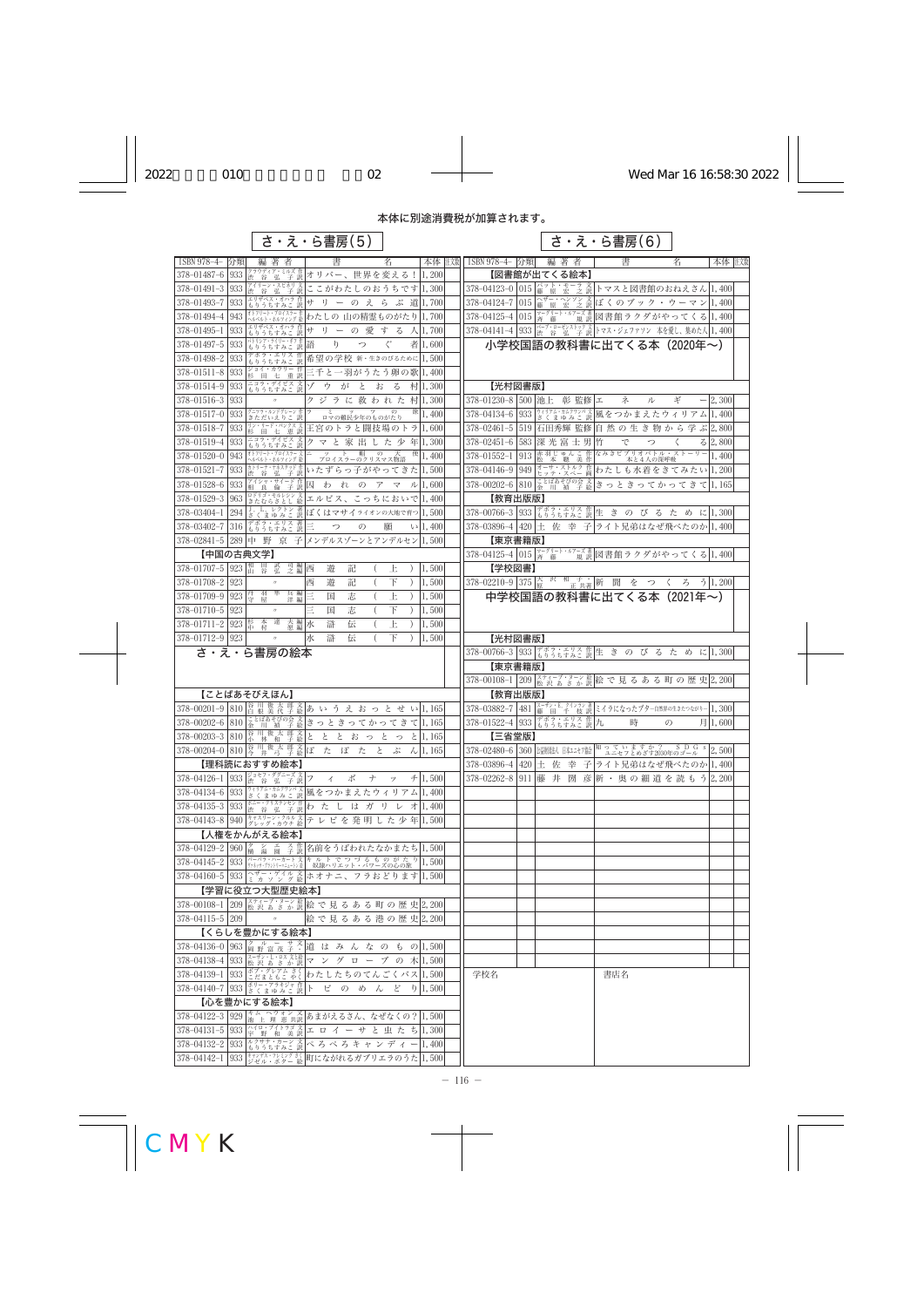本体に別途消費税が加算されます。

## さ・え・ら書房(5)

| ISBN 978-4- | 分類 | 編著者 | 書名 | 本体 | 注文 |
|---|---|---|---|---|---|
| 378-01487-6 | 933 | クラウディア・ミルズ 作 渋谷弘子 訳 | オリバー、世界を変える! | 1,200 | |
| 378-01491-3 | 933 | アイリーン・スピネリ 文 渋谷弘子 訳 | ここがわたしのおうちです | 1,300 | |
| 378-01493-7 | 933 | エリザベス・オハラ 作 もりうちすみこ 訳 | サリーのえらぶ道 | 1,700 | |
| 378-01494-4 | 943 | オトフリート・プロイスラー 作 ヘルベルト・ホルツィング 絵 | わたしの山の精霊ものがたり | 1,700 | |
| 378-01495-1 | 933 | エリザベス・オハラ 作 もりうちすみこ 訳 | サリーの愛する人 | 1,700 | |
| 378-01497-5 | 933 | パトリシア・ライリー・ギフ 作 もりうちすみこ 訳 | 語りつぐ者 | 1,600 | |
| 378-01498-2 | 933 | デボラ・エリス 作 もりうちすみこ 訳 | 希望の学校 新・生きのびるために | 1,500 | |
| 378-01511-8 | 933 | ジョイ・カウリー 作 杉田七重 訳 | 三千と一羽がうたう卵の歌 | 1,400 | |
| 378-01514-9 | 933 | ニコラ・デイビス 文 もりうちすみこ 訳 | ゾウがとおる村 | 1,300 | |
| 378-01516-3 | 933 | 〃 | クジラに救われた村 | 1,300 | |
| 378-01517-0 | 933 | グロリア・ムンドゥル 作 きただいえりこ 訳 | ミッツの旅 ロマの戦民少年のものがたり | 1,400 | |
| 378-01518-7 | 933 | リン・リード・バンクス 文 杉田七重 訳 | 王宮のトラと闘技場のトラ | 1,600 | |
| 378-01519-4 | 933 | ニコラ・デイビス 文 もりうちすみこ 訳 | クマと家出した少年 | 1,300 | |
| 378-01520-0 | 943 | オトフリート・プロイスラー 文 ヘルベルト・ホルツィング 絵 | エッレ町の天使 プロイスラーのクリスマス物語 | 1,400 | |
| 378-01521-7 | 933 | ホリー・ゴールドバーグ・スローン 作 渋谷弘子 訳 | いたずらっ子がやってきた | 1,500 | |
| 378-01528-6 | 933 | アイシャ・サイード 作 相良倫子 訳 | 囚われのアマル | 1,600 | |
| 378-01529-3 | 963 | ロドリゴ・モルレシン 文 きたむらさとし 絵 | エルビス、こっちにおいで | 1,400 | |
| 378-03404-1 | 294 | J.L.レクトン 著 さくまゆみこ 訳 | ぼくはマサイ ライオンの大地で育つ | 1,500 | |
| 378-03402-7 | 316 | デボラ・エリス 著 もりうちすみこ 訳 | 三つの願い | 1,400 | |
| 378-02841-5 | 289 | 中野京子 | メンデルスゾーンとアンデルセン | 1,500 | |
| **【中国の古典文学】** | | | | | |
| 378-01707-5 | 923 | 君島久子 訳 山谷弘之 編 | 西遊記(上) | 1,500 | |
| 378-01708-2 | 923 | 〃 | 西遊記(下) | 1,500 | |
| 378-01709-9 | 923 | 丹羽隼兵 編 守屋洋 編 | 三国志(上) | 1,500 | |
| 378-01710-5 | 923 | 〃 | 三国志(下) | 1,500 | |
| 378-01711-2 | 923 | 松本道夫 編 中村屋 編 | 水滸伝(上) | 1,500 | |
| 378-01712-9 | 923 | 〃 | 水滸伝(下) | 1,500 | |

### さ・え・ら書房の絵本

| ISBN 978-4- | 分類 | 編著者 | 書名 | 本体 | 注文 |
|---|---|---|---|---|---|
| **【ことばあそびえほん】** | | | | | |
| 378-00201-9 | 810 | 谷川俊太郎 文 白根美代子 絵 | あいうえおっとせい | 1,165 | |
| 378-00202-6 | 810 | ことばあそびの会 文 金川禎子 絵 | きっときってかってきて | 1,165 | |
| 378-00203-3 | 810 | 谷川俊太郎 文 小林和子 絵 | とととおっとっと | 1,165 | |
| 378-00204-0 | 810 | 谷川俊太郎 文 今井弓子 絵 | ぽたぽたとぷん | 1,165 | |
| **【理科読におすすめ絵本】** | | | | | |
| 378-04126-1 | 933 | ジョセフ・ダグニーズ 文 渋谷弘子 訳 | フィボナッチ | 1,500 | |
| 378-04134-6 | 933 | ウィリアム・カムクワンバ 文 さくまゆみこ 訳 | 風をつかまえたウィリアム | 1,400 | |
| 378-04135-3 | 933 | ボニー・クリステンセン 作 渋谷弘子 訳 | わたしはガリレオ | 1,400 | |
| 378-04143-8 | 940 | キャスリーン・クルル 文 グレッグ・カウチ 絵 | テレビを発明した少年 | 1,500 | |
| **【人権をかんがえる絵本】** | | | | | |
| 378-04129-2 | 960 | タシエス 作 横湯園子 訳 | 名前をうばわれたなかまたち | 1,500 | |
| 378-04145-2 | 933 | バーバラ・ハーカート 文 | キルトでつづるものがたり 奴隷ハリエット・パワーズの心の旅 | 1,500 | |
| 378-04160-5 | 933 | ヘザー・ゲイル 文 | ホオナニ、フラおどります | 1,500 | |
| **【学習に役立つ大型歴史絵本】** | | | | | |
| 378-00108-1 | 209 | スティーブ・ヌーン 絵 松沢あさか 訳 | 絵で見るある町の歴史 | 2,200 | |
| 378-04115-5 | 209 | 〃 | 絵で見るある港の歴史 | 2,200 | |
| **【くらしを豊かにする絵本】** | | | | | |
| 378-04136-0 | 963 | クルーサ 文 岡野富茂子 訳 | 道はみんなのもの | 1,500 | |
| 378-04138-4 | 933 | スーザン・L・ロス 文・絵 松沢あさか 訳 | マングローブの木 | 1,500 | |
| 378-04139-1 | 933 | ボブ・グレアム さく こだまともこ やく | わたしたちのてんごくバス | 1,500 | |
| 378-04140-7 | 933 | エリー・アラキジャ 作 さくまゆみこ 訳 | トビのめんどり | 1,500 | |
| **【心を豊かにする絵本】** | | | | | |
| 378-04122-3 | 929 | キムヘウォン 文 蒲上理恵 共訳 | あまがえるさん、なぜなくの? | 1,500 | |
| 378-04131-5 | 933 | ハイロ・ブイトラゴ 文 宇野和美 訳 | エロイーサと虫たち | 1,300 | |
| 378-04132-2 | 933 | ルウサナ・カーン 文 もりうちすみこ 訳 | ぺろぺろキャンディー | 1,400 | |
| 378-04142-1 | 933 | キャンデス・フレミング 文 ジゼル・ポター 絵 | 町にながれるガブリエラのうた | 1,500 | |

## さ・え・ら書房(6)

| ISBN 978-4- | 分類 | 編著者 | 書名 | 本体 | 注文 |
|---|---|---|---|---|---|
| **【図書館が出てくる絵本】** | | | | | |
| 378-04123-0 | 015 | パット・モーラ 文 藤原宏之 訳 | トマスと図書館のおねえさん | 1,400 | |
| 378-04124-7 | 015 | ヘザー・ヘンソン 文 藤原宏之 訳 | ぼくのブック・ウーマン | 1,400 | |
| 378-04125-4 | 015 | マーグリート・ルアーズ 著 斉藤規 訳 | 図書館ラクダがやってくる | 1,400 | |
| 378-04141-4 | 933 | バーブ・ローゼンストック 文 渋谷弘子 訳 | トマス・ジェファソン 本を愛し、集めた人 | 1,400 | |

### 小学校国語の教科書に出てくる本（2020年〜）

| ISBN 978-4- | 分類 | 編著者 | 書名 | 本体 | 注文 |
|---|---|---|---|---|---|
| **【光村図書版】** | | | | | |
| 378-01230-8 | 500 | 池上彰 監修 | エネルギー | 2,300 | |
| 378-04134-6 | 933 | ウィリアム・カムクワンバ 文 さくまゆみこ 訳 | 風をつかまえたウィリアム | 1,400 | |
| 378-02461-5 | 519 | 石田秀輝 監修 | 自然の生き物から学ぶ | 2,800 | |
| 378-02451-6 | 583 | 深光富士男 | 竹でつくる | 2,800 | |
| 378-01552-1 | 913 | 赤羽じゅんこ 作 松本聰美 作 | なみきビブリオバトル・ストーリー 本と4人の深呼吸 | 1,400 | |
| 378-04146-9 | 949 | オーサ・ストルク 作 ヒッテ・スペー 画 | わたしも水着をきてみたい | 1,200 | |
| 378-00202-6 | 810 | ことばあそびの会 文 金川禎子 絵 | きっときってかってきて | 1,165 | |
| **【教育出版版】** | | | | | |
| 378-00766-3 | 933 | デボラ・エリス 作 もりうちすみこ 訳 | 生きのびるために | 1,300 | |
| 378-03896-4 | 420 | 土佐幸子 | ライト兄弟はなぜ飛べたのか | 1,400 | |
| **【東京書籍版】** | | | | | |
| 378-04125-4 | 015 | マーグリート・ルアーズ 著 斉藤規 訳 | 図書館ラクダがやってくる | 1,400 | |
| **【学校図書】** | | | | | |
| 378-02210-9 | 375 | 大沢和子 屋 正共著 | 新聞をつくろう | 1,200 | |

### 中学校国語の教科書に出てくる本（2021年〜）

| ISBN 978-4- | 分類 | 編著者 | 書名 | 本体 | 注文 |
|---|---|---|---|---|---|
| **【光村図書版】** | | | | | |
| 378-00766-3 | 933 | デボラ・エリス 作 もりうちすみこ 訳 | 生きのびるために | 1,300 | |
| **【東京書籍版】** | | | | | |
| 378-00108-1 | 209 | スティーブ・ヌーン 絵 松沢あさか 訳 | 絵で見るある町の歴史 | 2,200 | |
| **【教育出版版】** | | | | | |
| 378-03882-7 | 481 | ステーブン・R・スウィンバーン 著 藤田千枝 訳 | ミイラになったブタ―自然界の生きたつながり― | 1,300 | |
| 378-01522-4 | 933 | デボラ・エリス 作 もりうちすみこ 訳 | 九時の月 | 1,600 | |
| **【三省堂版】** | | | | | |
| 378-02480-6 | 360 | 公益財団法人 日本ユニセフ協会 | 知っていますか? SDGs ユニセフとめざす2030年のゴール | 2,500 | |
| 378-03896-4 | 420 | 土佐幸子 | ライト兄弟はなぜ飛べたのか | 1,400 | |
| 378-02262-8 | 911 | 藤井圀彦 | 新・奥の細道を読もう | 2,200 | |

学校名

書店名